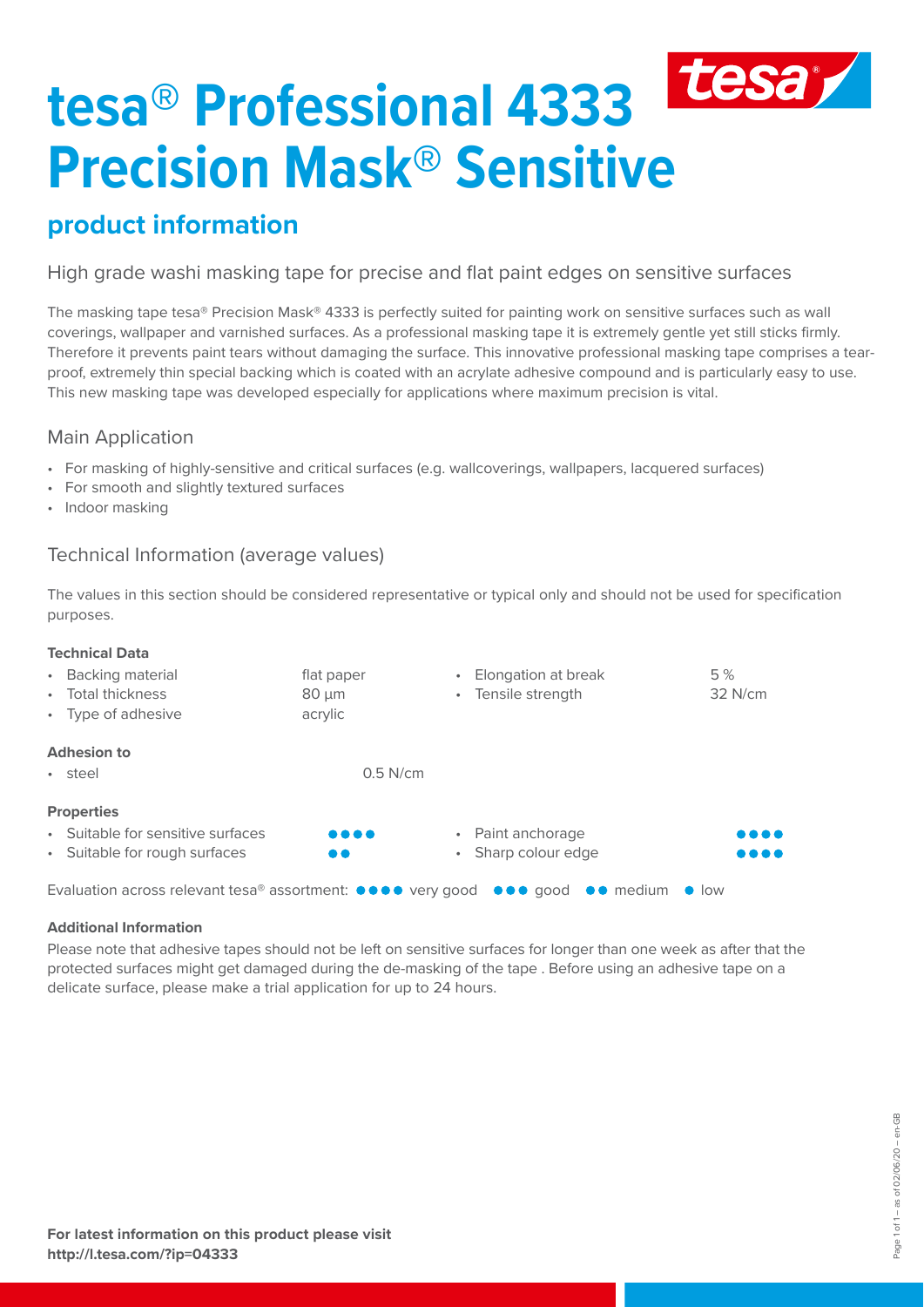# tesa® Professional 4333 Precision Mask® Sensitive

## product information

High grade washi masking tape for precise and flat paint edges on sensitive surfaces

The masking tape tesa® Precision Mask® 4333 is perfectly suited for painting work on sensitive surfaces such as wall coverings, wallpaper and varnished surfaces. As a professional masking tape it is extremely gentle yet still sticks firmly. Therefore it prevents paint tears without damaging the surface. This innovative professional masking tape comprises a tear-proof, extremely thin special backing which is coated with an acrylate adhesive compound and is particularly easy to use. This new masking tape was developed especially for applications where maximum precision is vital.

### Main Application

- For masking of highly-sensitive and critical surfaces (e.g. wallcoverings, wallpapers, lacquered surfaces)
- For smooth and slightly textured surfaces
- Indoor masking

### Technical Information (average values)

The values in this section should be considered representative or typical only and should not be used for specification purposes.

**Technical Data**

| | | | |
|---|---|---|---|
| Backing material | flat paper | Elongation at break | 5 % |
| Total thickness | 80 µm | Tensile strength | 32 N/cm |
| Type of adhesive | acrylic | | |

**Adhesion to**

| | |
|---|---|
| steel | 0.5 N/cm |

**Properties**

| | | | |
|---|---|---|---|
| Suitable for sensitive surfaces | ●●●● | Paint anchorage | ●●●● |
| Suitable for rough surfaces | ●● | Sharp colour edge | ●●●● |

Evaluation across relevant tesa® assortment: ●●●● very good ●●● good ●● medium ● low

**Additional Information**

Please note that adhesive tapes should not be left on sensitive surfaces for longer than one week as after that the protected surfaces might get damaged during the de-masking of the tape . Before using an adhesive tape on a delicate surface, please make a trial application for up to 24 hours.

**For latest information on this product please visit**
**http://l.tesa.com/?ip=04333**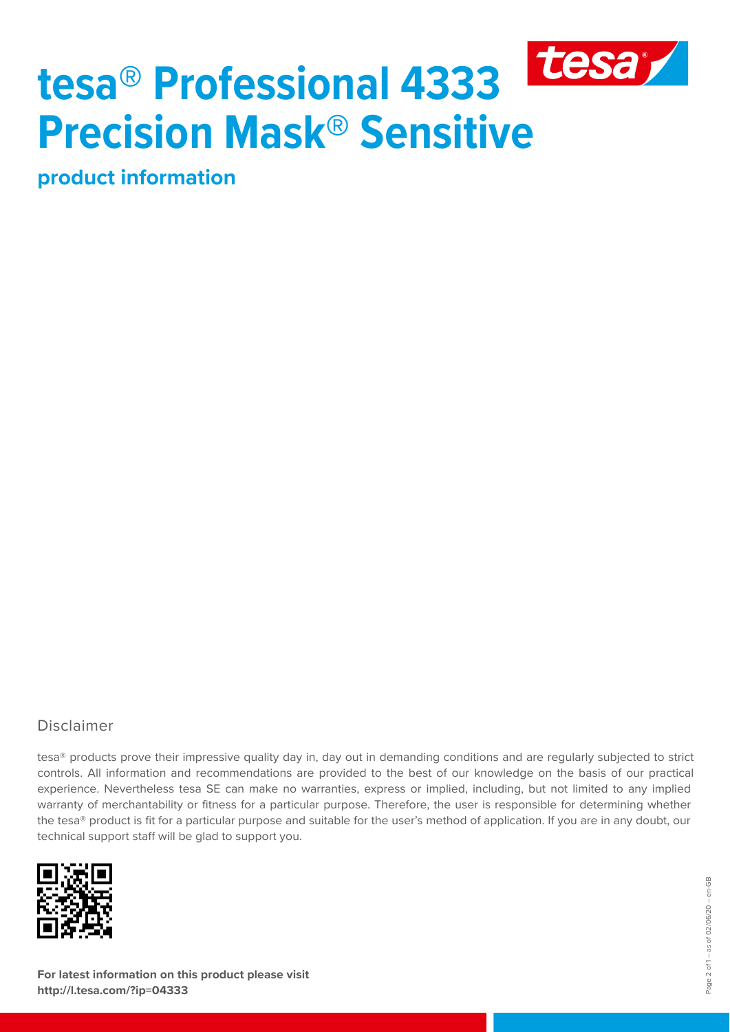# tesa® Professional 4333 Precision Mask® Sensitive

## product information

### Disclaimer

tesa® products prove their impressive quality day in, day out in demanding conditions and are regularly subjected to strict controls. All information and recommendations are provided to the best of our knowledge on the basis of our practical experience. Nevertheless tesa SE can make no warranties, express or implied, including, but not limited to any implied warranty of merchantability or fitness for a particular purpose. Therefore, the user is responsible for determining whether the tesa® product is fit for a particular purpose and suitable for the user's method of application. If you are in any doubt, our technical support staff will be glad to support you.

**For latest information on this product please visit**
**http://l.tesa.com/?ip=04333**